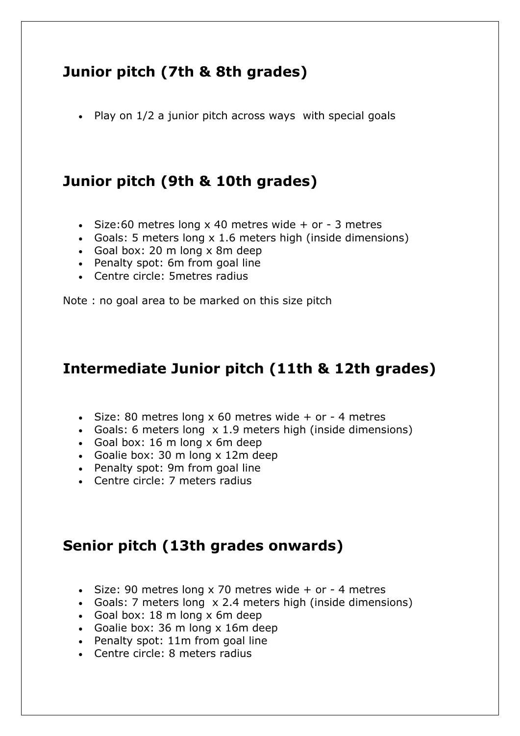## Junior pitch (7th & 8th grades)

- Play on 1/2 a junior pitch across ways  with special goals

## Junior pitch (9th & 10th grades)

- Size:60 metres long x 40 metres wide + or - 3 metres
- Goals: 5 meters long x 1.6 meters high (inside dimensions)
- Goal box: 20 m long x 8m deep
- Penalty spot: 6m from goal line
- Centre circle: 5metres radius

Note : no goal area to be marked on this size pitch

## Intermediate Junior pitch (11th & 12th grades)

- Size: 80 metres long x 60 metres wide + or - 4 metres
- Goals: 6 meters long  x 1.9 meters high (inside dimensions)
- Goal box: 16 m long x 6m deep
- Goalie box: 30 m long x 12m deep
- Penalty spot: 9m from goal line
- Centre circle: 7 meters radius

## Senior pitch (13th grades onwards)

- Size: 90 metres long x 70 metres wide + or - 4 metres
- Goals: 7 meters long  x 2.4 meters high (inside dimensions)
- Goal box: 18 m long x 6m deep
- Goalie box: 36 m long x 16m deep
- Penalty spot: 11m from goal line
- Centre circle: 8 meters radius